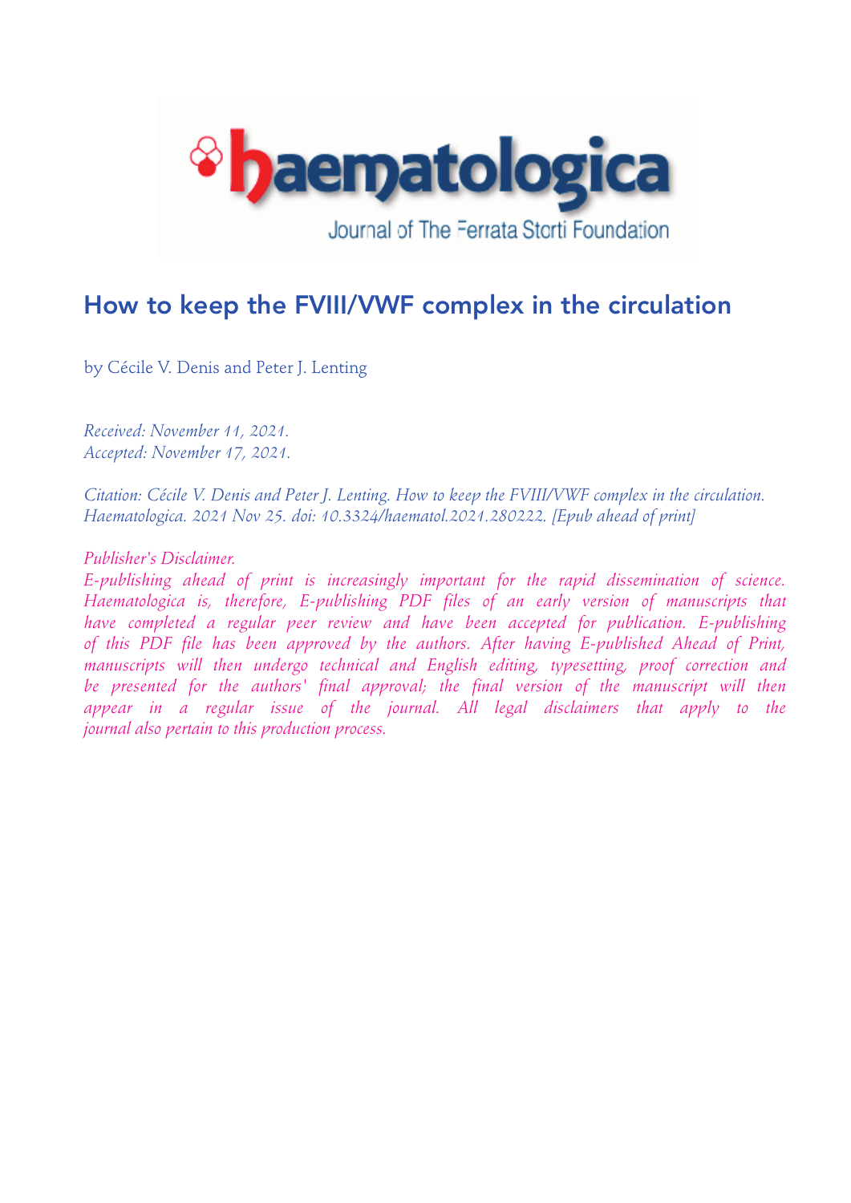# How to keep the FVIII/VWF complex in the circulation

by Cécile V. Denis and Peter J. Lenting

*Received: November 11, 2021.*
*Accepted: November 17, 2021.*

*Citation: Cécile V. Denis and Peter J. Lenting. How to keep the FVIII/VWF complex in the circulation. Haematologica. 2021 Nov 25. doi: 10.3324/haematol.2021.280222. [Epub ahead of print]*

*Publisher's Disclaimer.*
*E-publishing ahead of print is increasingly important for the rapid dissemination of science. Haematologica is, therefore, E-publishing PDF files of an early version of manuscripts that have completed a regular peer review and have been accepted for publication. E-publishing of this PDF file has been approved by the authors. After having E-published Ahead of Print, manuscripts will then undergo technical and English editing, typesetting, proof correction and be presented for the authors' final approval; the final version of the manuscript will then appear in a regular issue of the journal. All legal disclaimers that apply to the journal also pertain to this production process.*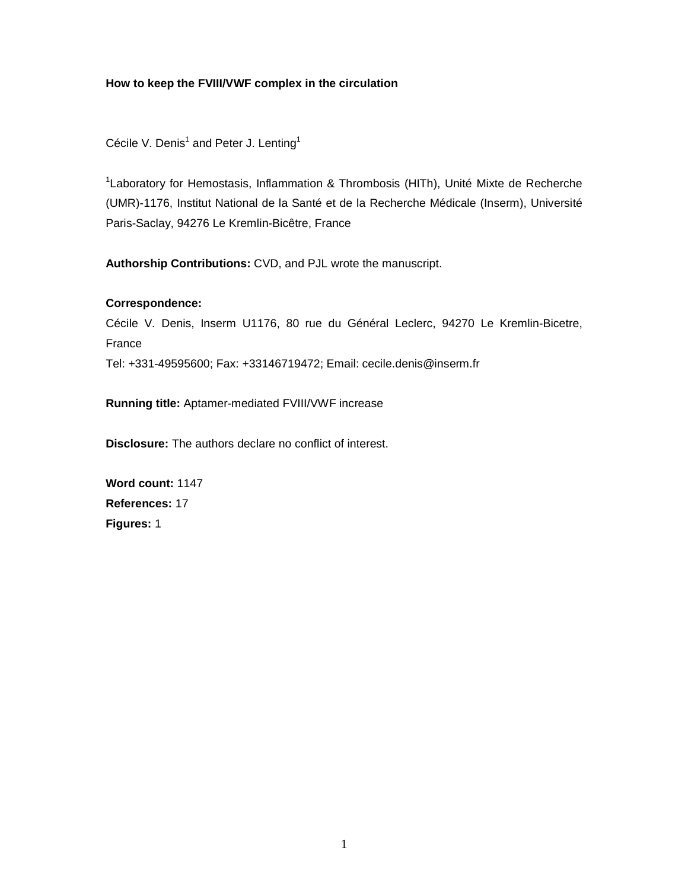**How to keep the FVIII/VWF complex in the circulation**

Cécile V. Denis[1] and Peter J. Lenting[1]

[1]Laboratory for Hemostasis, Inflammation & Thrombosis (HITh), Unité Mixte de Recherche (UMR)-1176, Institut National de la Santé et de la Recherche Médicale (Inserm), Université Paris-Saclay, 94276 Le Kremlin-Bicêtre, France

**Authorship Contributions:** CVD, and PJL wrote the manuscript.

**Correspondence:**
Cécile V. Denis, Inserm U1176, 80 rue du Général Leclerc, 94270 Le Kremlin-Bicetre, France
Tel: +331-49595600; Fax: +33146719472; Email: cecile.denis@inserm.fr

**Running title:** Aptamer-mediated FVIII/VWF increase

**Disclosure:** The authors declare no conflict of interest.

**Word count:** 1147
**References:** 17
**Figures:** 1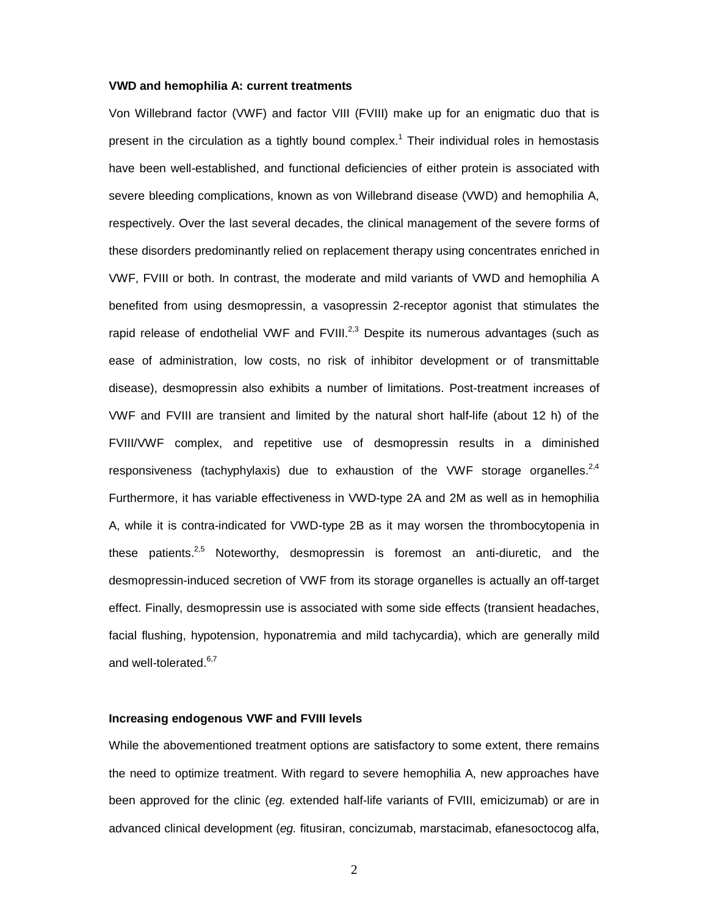**VWD and hemophilia A: current treatments**

Von Willebrand factor (VWF) and factor VIII (FVIII) make up for an enigmatic duo that is present in the circulation as a tightly bound complex.[1] Their individual roles in hemostasis have been well-established, and functional deficiencies of either protein is associated with severe bleeding complications, known as von Willebrand disease (VWD) and hemophilia A, respectively. Over the last several decades, the clinical management of the severe forms of these disorders predominantly relied on replacement therapy using concentrates enriched in VWF, FVIII or both. In contrast, the moderate and mild variants of VWD and hemophilia A benefited from using desmopressin, a vasopressin 2-receptor agonist that stimulates the rapid release of endothelial VWF and FVIII.[2,3] Despite its numerous advantages (such as ease of administration, low costs, no risk of inhibitor development or of transmittable disease), desmopressin also exhibits a number of limitations. Post-treatment increases of VWF and FVIII are transient and limited by the natural short half-life (about 12 h) of the FVIII/VWF complex, and repetitive use of desmopressin results in a diminished responsiveness (tachyphylaxis) due to exhaustion of the VWF storage organelles.[2,4] Furthermore, it has variable effectiveness in VWD-type 2A and 2M as well as in hemophilia A, while it is contra-indicated for VWD-type 2B as it may worsen the thrombocytopenia in these patients.[2,5] Noteworthy, desmopressin is foremost an anti-diuretic, and the desmopressin-induced secretion of VWF from its storage organelles is actually an off-target effect. Finally, desmopressin use is associated with some side effects (transient headaches, facial flushing, hypotension, hyponatremia and mild tachycardia), which are generally mild and well-tolerated.[6,7]

**Increasing endogenous VWF and FVIII levels**

While the abovementioned treatment options are satisfactory to some extent, there remains the need to optimize treatment. With regard to severe hemophilia A, new approaches have been approved for the clinic (*eg.* extended half-life variants of FVIII, emicizumab) or are in advanced clinical development (*eg.* fitusiran, concizumab, marstacimab, efanesoctocog alfa,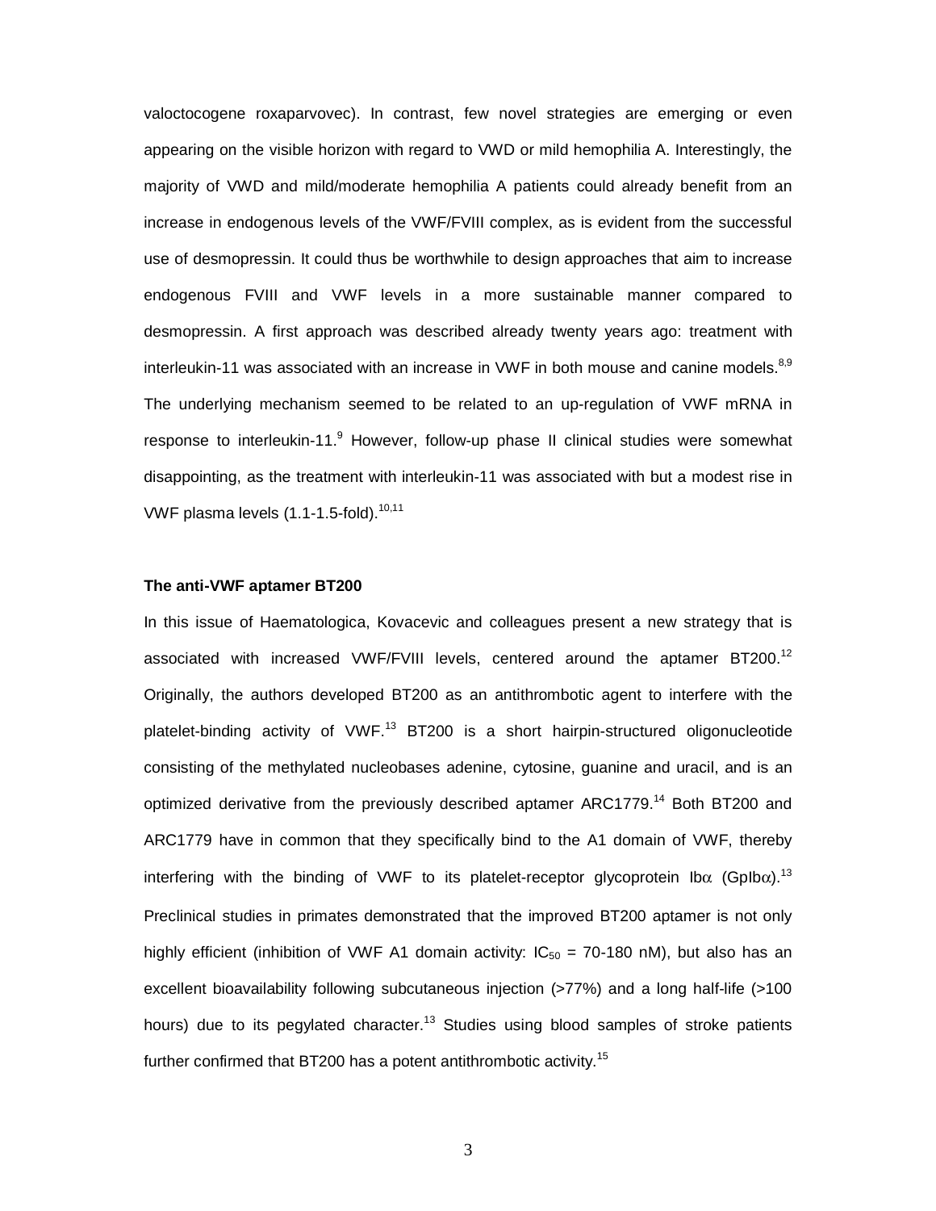valoctocogene roxaparvovec). In contrast, few novel strategies are emerging or even appearing on the visible horizon with regard to VWD or mild hemophilia A. Interestingly, the majority of VWD and mild/moderate hemophilia A patients could already benefit from an increase in endogenous levels of the VWF/FVIII complex, as is evident from the successful use of desmopressin. It could thus be worthwhile to design approaches that aim to increase endogenous FVIII and VWF levels in a more sustainable manner compared to desmopressin. A first approach was described already twenty years ago: treatment with interleukin-11 was associated with an increase in VWF in both mouse and canine models.[8,9] The underlying mechanism seemed to be related to an up-regulation of VWF mRNA in response to interleukin-11.[9] However, follow-up phase II clinical studies were somewhat disappointing, as the treatment with interleukin-11 was associated with but a modest rise in VWF plasma levels (1.1-1.5-fold).[10,11]

### The anti-VWF aptamer BT200

In this issue of Haematologica, Kovacevic and colleagues present a new strategy that is associated with increased VWF/FVIII levels, centered around the aptamer BT200.[12] Originally, the authors developed BT200 as an antithrombotic agent to interfere with the platelet-binding activity of VWF.[13] BT200 is a short hairpin-structured oligonucleotide consisting of the methylated nucleobases adenine, cytosine, guanine and uracil, and is an optimized derivative from the previously described aptamer ARC1779.[14] Both BT200 and ARC1779 have in common that they specifically bind to the A1 domain of VWF, thereby interfering with the binding of VWF to its platelet-receptor glycoprotein Ib$\alpha$ (GpIb$\alpha$).[13] Preclinical studies in primates demonstrated that the improved BT200 aptamer is not only highly efficient (inhibition of VWF A1 domain activity: $IC_{50}$ = 70-180 nM), but also has an excellent bioavailability following subcutaneous injection (>77%) and a long half-life (>100 hours) due to its pegylated character.[13] Studies using blood samples of stroke patients further confirmed that BT200 has a potent antithrombotic activity.[15]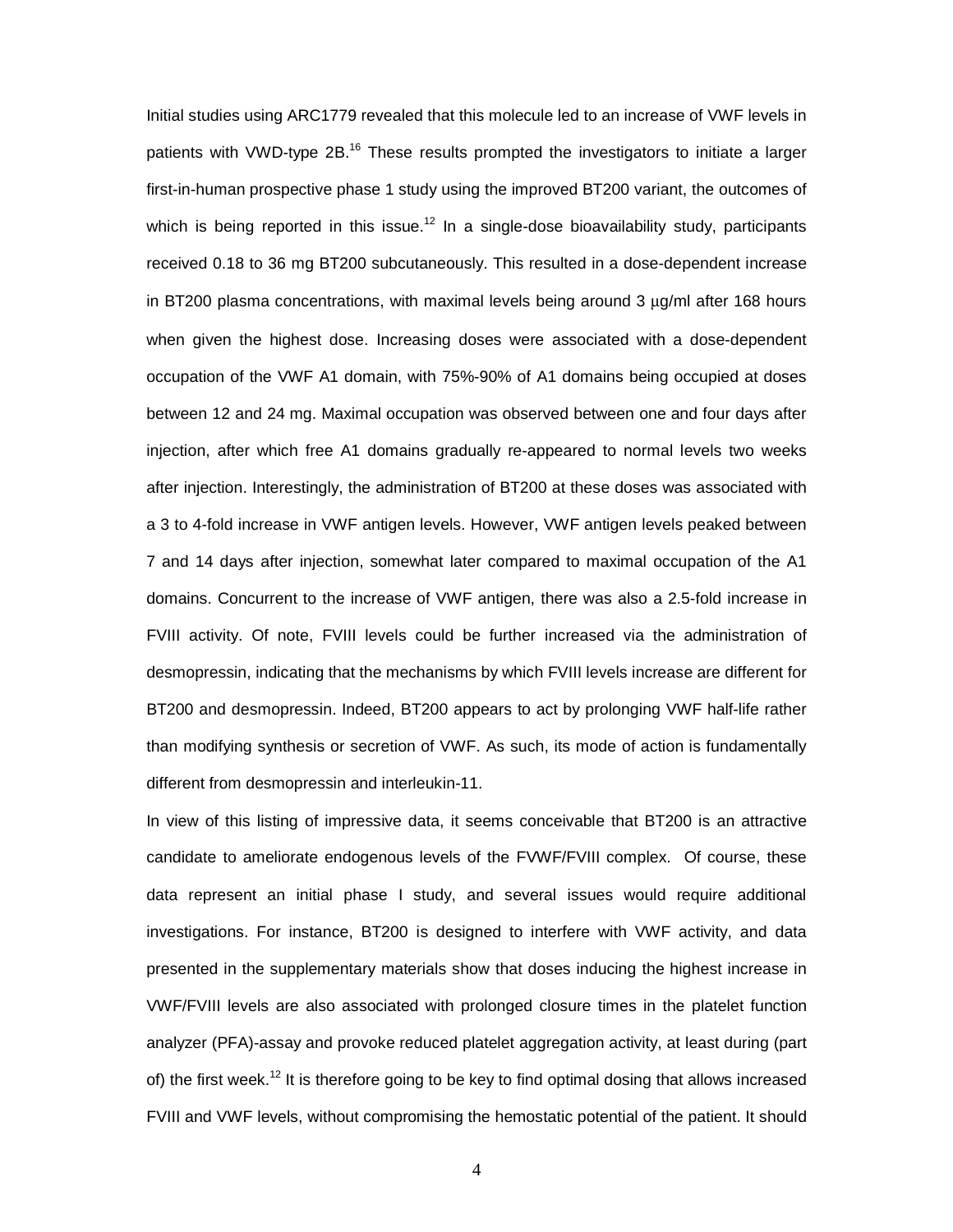Initial studies using ARC1779 revealed that this molecule led to an increase of VWF levels in patients with VWD-type 2B.[16] These results prompted the investigators to initiate a larger first-in-human prospective phase 1 study using the improved BT200 variant, the outcomes of which is being reported in this issue.[12] In a single-dose bioavailability study, participants received 0.18 to 36 mg BT200 subcutaneously. This resulted in a dose-dependent increase in BT200 plasma concentrations, with maximal levels being around 3 μg/ml after 168 hours when given the highest dose. Increasing doses were associated with a dose-dependent occupation of the VWF A1 domain, with 75%-90% of A1 domains being occupied at doses between 12 and 24 mg. Maximal occupation was observed between one and four days after injection, after which free A1 domains gradually re-appeared to normal levels two weeks after injection. Interestingly, the administration of BT200 at these doses was associated with a 3 to 4-fold increase in VWF antigen levels. However, VWF antigen levels peaked between 7 and 14 days after injection, somewhat later compared to maximal occupation of the A1 domains. Concurrent to the increase of VWF antigen, there was also a 2.5-fold increase in FVIII activity. Of note, FVIII levels could be further increased via the administration of desmopressin, indicating that the mechanisms by which FVIII levels increase are different for BT200 and desmopressin. Indeed, BT200 appears to act by prolonging VWF half-life rather than modifying synthesis or secretion of VWF. As such, its mode of action is fundamentally different from desmopressin and interleukin-11.

In view of this listing of impressive data, it seems conceivable that BT200 is an attractive candidate to ameliorate endogenous levels of the FVWF/FVIII complex. Of course, these data represent an initial phase I study, and several issues would require additional investigations. For instance, BT200 is designed to interfere with VWF activity, and data presented in the supplementary materials show that doses inducing the highest increase in VWF/FVIII levels are also associated with prolonged closure times in the platelet function analyzer (PFA)-assay and provoke reduced platelet aggregation activity, at least during (part of) the first week.[12] It is therefore going to be key to find optimal dosing that allows increased FVIII and VWF levels, without compromising the hemostatic potential of the patient. It should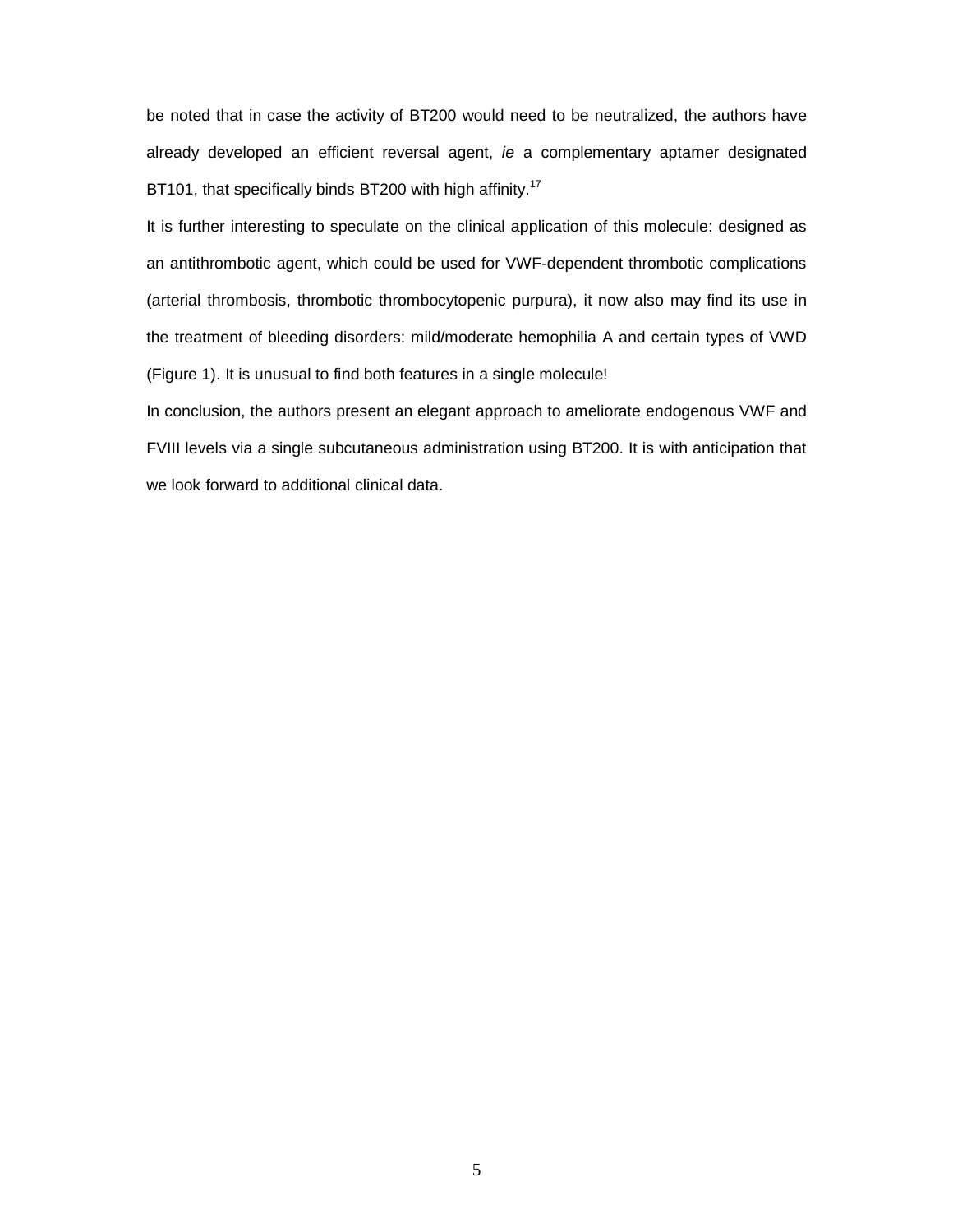be noted that in case the activity of BT200 would need to be neutralized, the authors have already developed an efficient reversal agent, *ie* a complementary aptamer designated BT101, that specifically binds BT200 with high affinity.[17]

It is further interesting to speculate on the clinical application of this molecule: designed as an antithrombotic agent, which could be used for VWF-dependent thrombotic complications (arterial thrombosis, thrombotic thrombocytopenic purpura), it now also may find its use in the treatment of bleeding disorders: mild/moderate hemophilia A and certain types of VWD (Figure 1). It is unusual to find both features in a single molecule!

In conclusion, the authors present an elegant approach to ameliorate endogenous VWF and FVIII levels via a single subcutaneous administration using BT200. It is with anticipation that we look forward to additional clinical data.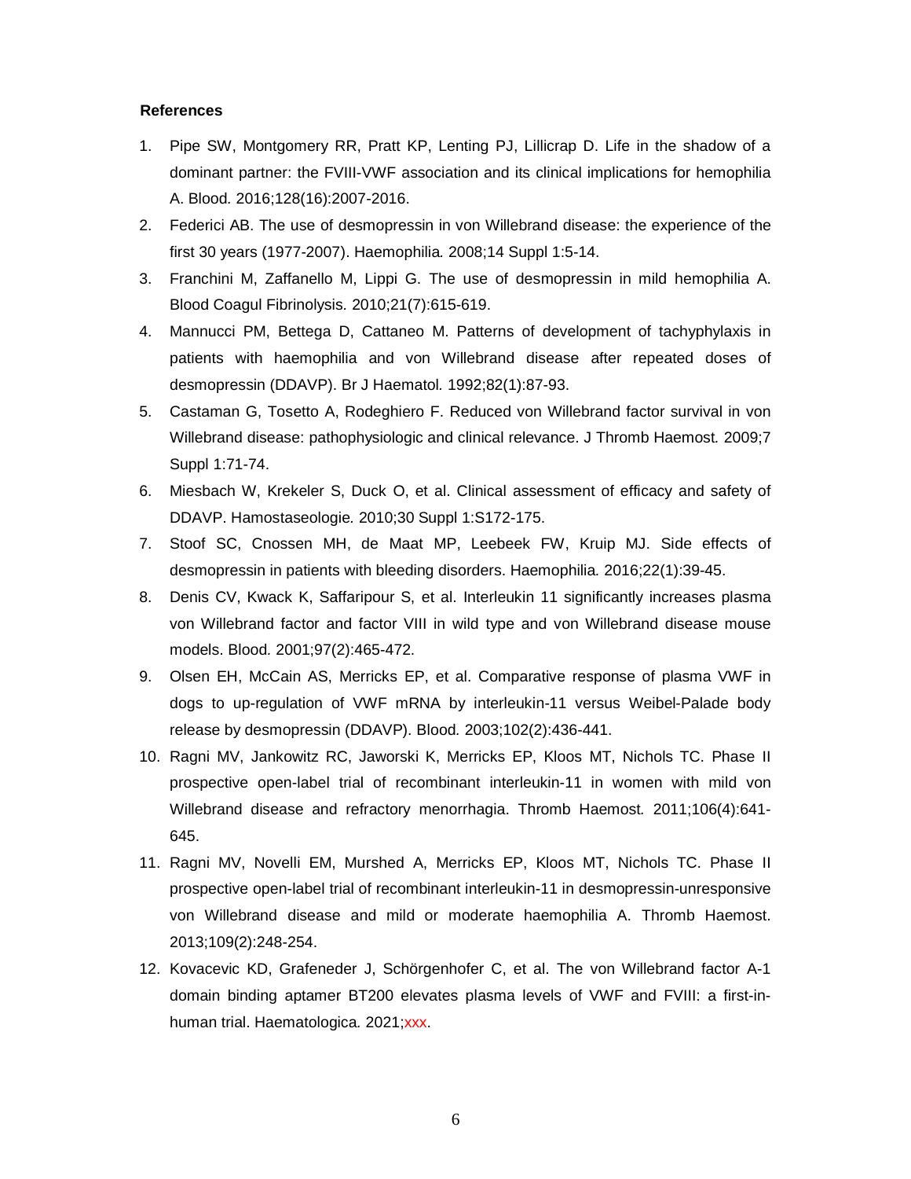**References**

1. Pipe SW, Montgomery RR, Pratt KP, Lenting PJ, Lillicrap D. Life in the shadow of a dominant partner: the FVIII-VWF association and its clinical implications for hemophilia A. Blood. 2016;128(16):2007-2016.
2. Federici AB. The use of desmopressin in von Willebrand disease: the experience of the first 30 years (1977-2007). Haemophilia. 2008;14 Suppl 1:5-14.
3. Franchini M, Zaffanello M, Lippi G. The use of desmopressin in mild hemophilia A. Blood Coagul Fibrinolysis. 2010;21(7):615-619.
4. Mannucci PM, Bettega D, Cattaneo M. Patterns of development of tachyphylaxis in patients with haemophilia and von Willebrand disease after repeated doses of desmopressin (DDAVP). Br J Haematol. 1992;82(1):87-93.
5. Castaman G, Tosetto A, Rodeghiero F. Reduced von Willebrand factor survival in von Willebrand disease: pathophysiologic and clinical relevance. J Thromb Haemost. 2009;7 Suppl 1:71-74.
6. Miesbach W, Krekeler S, Duck O, et al. Clinical assessment of efficacy and safety of DDAVP. Hamostaseologie. 2010;30 Suppl 1:S172-175.
7. Stoof SC, Cnossen MH, de Maat MP, Leebeek FW, Kruip MJ. Side effects of desmopressin in patients with bleeding disorders. Haemophilia. 2016;22(1):39-45.
8. Denis CV, Kwack K, Saffaripour S, et al. Interleukin 11 significantly increases plasma von Willebrand factor and factor VIII in wild type and von Willebrand disease mouse models. Blood. 2001;97(2):465-472.
9. Olsen EH, McCain AS, Merricks EP, et al. Comparative response of plasma VWF in dogs to up-regulation of VWF mRNA by interleukin-11 versus Weibel-Palade body release by desmopressin (DDAVP). Blood. 2003;102(2):436-441.
10. Ragni MV, Jankowitz RC, Jaworski K, Merricks EP, Kloos MT, Nichols TC. Phase II prospective open-label trial of recombinant interleukin-11 in women with mild von Willebrand disease and refractory menorrhagia. Thromb Haemost. 2011;106(4):641-645.
11. Ragni MV, Novelli EM, Murshed A, Merricks EP, Kloos MT, Nichols TC. Phase II prospective open-label trial of recombinant interleukin-11 in desmopressin-unresponsive von Willebrand disease and mild or moderate haemophilia A. Thromb Haemost. 2013;109(2):248-254.
12. Kovacevic KD, Grafeneder J, Schörgenhofer C, et al. The von Willebrand factor A-1 domain binding aptamer BT200 elevates plasma levels of VWF and FVIII: a first-in-human trial. Haematologica. 2021;xxx.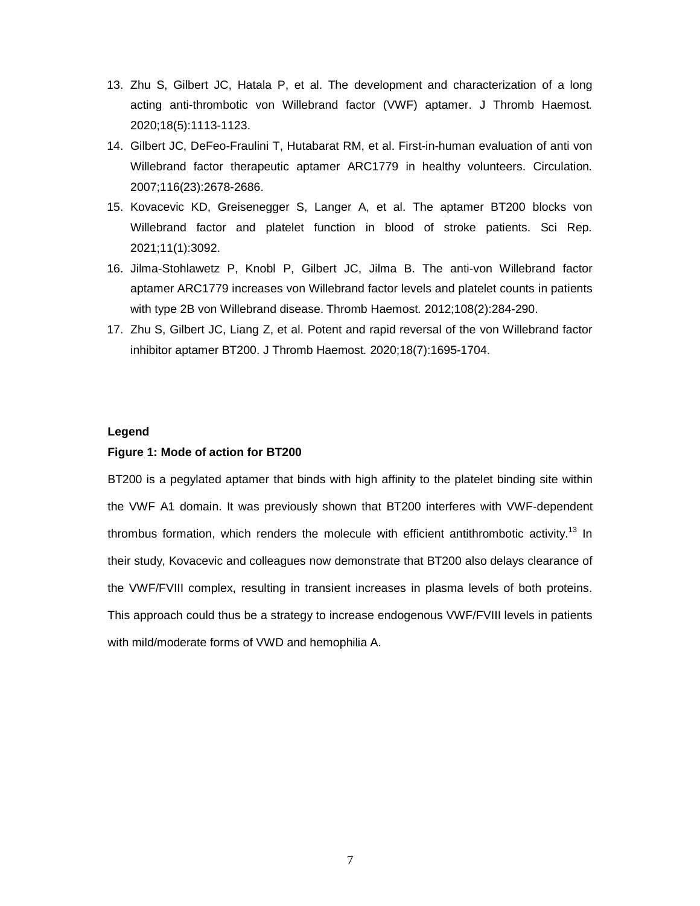13. Zhu S, Gilbert JC, Hatala P, et al. The development and characterization of a long acting anti-thrombotic von Willebrand factor (VWF) aptamer. J Thromb Haemost. 2020;18(5):1113-1123.
14. Gilbert JC, DeFeo-Fraulini T, Hutabarat RM, et al. First-in-human evaluation of anti von Willebrand factor therapeutic aptamer ARC1779 in healthy volunteers. Circulation. 2007;116(23):2678-2686.
15. Kovacevic KD, Greisenegger S, Langer A, et al. The aptamer BT200 blocks von Willebrand factor and platelet function in blood of stroke patients. Sci Rep. 2021;11(1):3092.
16. Jilma-Stohlawetz P, Knobl P, Gilbert JC, Jilma B. The anti-von Willebrand factor aptamer ARC1779 increases von Willebrand factor levels and platelet counts in patients with type 2B von Willebrand disease. Thromb Haemost. 2012;108(2):284-290.
17. Zhu S, Gilbert JC, Liang Z, et al. Potent and rapid reversal of the von Willebrand factor inhibitor aptamer BT200. J Thromb Haemost. 2020;18(7):1695-1704.

**Legend**

**Figure 1: Mode of action for BT200**

BT200 is a pegylated aptamer that binds with high affinity to the platelet binding site within the VWF A1 domain. It was previously shown that BT200 interferes with VWF-dependent thrombus formation, which renders the molecule with efficient antithrombotic activity.[13] In their study, Kovacevic and colleagues now demonstrate that BT200 also delays clearance of the VWF/FVIII complex, resulting in transient increases in plasma levels of both proteins. This approach could thus be a strategy to increase endogenous VWF/FVIII levels in patients with mild/moderate forms of VWD and hemophilia A.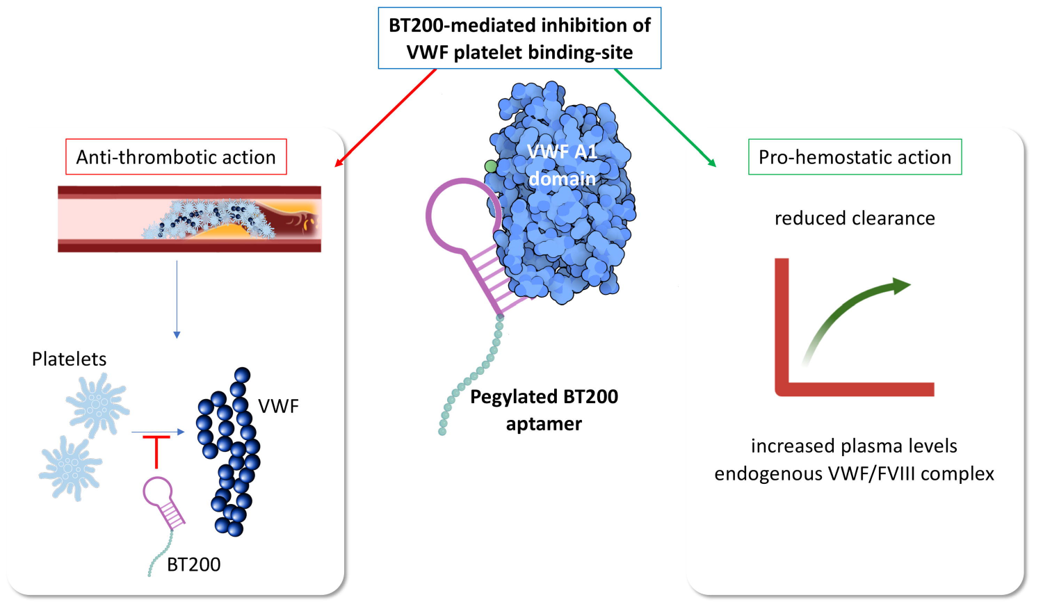BT200-mediated inhibition of VWF platelet binding-site

Anti-thrombotic action

Platelets

VWF

BT200

VWF A1 domain

Pegylated BT200 aptamer

Pro-hemostatic action

reduced clearance

increased plasma levels endogenous VWF/FVIII complex